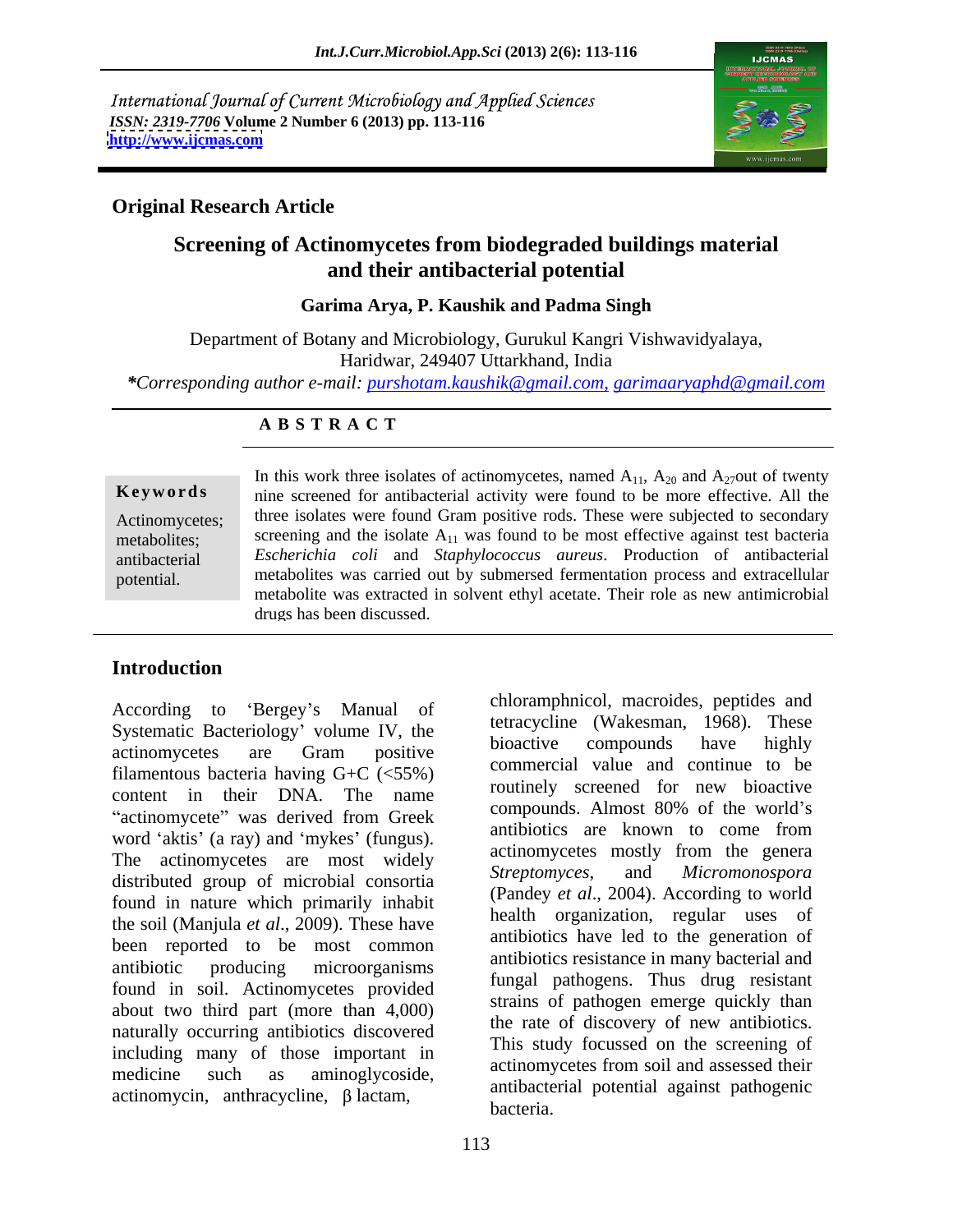International Journal of Current Microbiology and Applied Sciences
*ISSN: 2319-7706* **Volume 2 Number 6 (2013) pp. 113-116**
**http://www.ijcmas.com**

**Original Research Article**

# Screening of Actinomycetes from biodegraded buildings material and their antibacterial potential

**Garima Arya, P. Kaushik and Padma Singh**

Department of Botany and Microbiology, Gurukul Kangri Vishwavidyalaya, Haridwar, 249407 Uttarkhand, India

***Corresponding author e-mail:** purshotam.kaushik@gmail.com, garimaaryaphd@gmail.com

## A B S T R A C T

**Keywords**

Actinomycetes; metabolites; antibacterial potential.

In this work three isolates of actinomycetes, named $A_{11}$, $A_{20}$ and $A_{27}$out of twenty nine screened for antibacterial activity were found to be more effective. All the three isolates were found Gram positive rods. These were subjected to secondary screening and the isolate $A_{11}$ was found to be most effective against test bacteria *Escherichia coli* and *Staphylococcus aureus*. Production of antibacterial metabolites was carried out by submersed fermentation process and extracellular metabolite was extracted in solvent ethyl acetate. Their role as new antimicrobial drugs has been discussed.

## Introduction

According to 'Bergey's Manual of Systematic Bacteriology' volume IV, the actinomycetes are Gram positive filamentous bacteria having G+C (<55%) content in their DNA. The name "actinomycete" was derived from Greek word 'aktis' (a ray) and 'mykes' (fungus). The actinomycetes are most widely distributed group of microbial consortia found in nature which primarily inhabit the soil (Manjula *et al*., 2009). These have been reported to be most common antibiotic producing microorganisms found in soil. Actinomycetes provided about two third part (more than 4,000) naturally occurring antibiotics discovered including many of those important in medicine such as aminoglycoside, actinomycin, anthracycline, β lactam, chloramphnicol, macroides, peptides and tetracycline (Wakesman, 1968). These bioactive compounds have highly commercial value and continue to be routinely screened for new bioactive compounds. Almost 80% of the world's antibiotics are known to come from actinomycetes mostly from the genera *Streptomyces*, and *Micromonospora* (Pandey *et al*., 2004). According to world health organization, regular uses of antibiotics have led to the generation of antibiotics resistance in many bacterial and fungal pathogens. Thus drug resistant strains of pathogen emerge quickly than the rate of discovery of new antibiotics. This study focussed on the screening of actinomycetes from soil and assessed their antibacterial potential against pathogenic bacteria.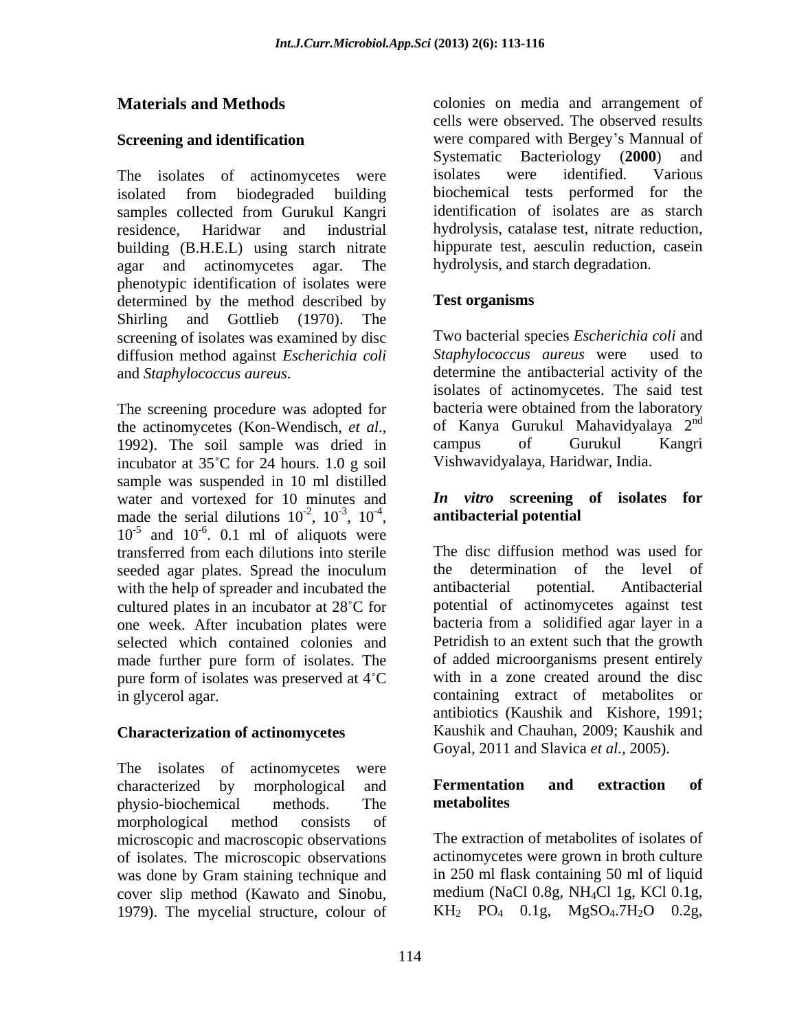## Materials and Methods

### Screening and identification

The isolates of actinomycetes were isolated from biodegraded building samples collected from Gurukul Kangri residence, Haridwar and industrial building (B.H.E.L) using starch nitrate agar and actinomycetes agar. The phenotypic identification of isolates were determined by the method described by Shirling and Gottlieb (1970). The screening of isolates was examined by disc diffusion method against *Escherichia coli* and *Staphylococcus aureus*.

The screening procedure was adopted for the actinomycetes (Kon-Wendisch, *et al*., 1992). The soil sample was dried in incubator at 35˚C for 24 hours. 1.0 g soil sample was suspended in 10 ml distilled water and vortexed for 10 minutes and made the serial dilutions $10^{-2}$, $10^{-3}$, $10^{-4}$, $10^{-5}$ and $10^{-6}$. 0.1 ml of aliquots were transferred from each dilutions into sterile seeded agar plates. Spread the inoculum with the help of spreader and incubated the cultured plates in an incubator at 28˚C for one week. After incubation plates were selected which contained colonies and made further pure form of isolates. The pure form of isolates was preserved at 4˚C in glycerol agar.

### Characterization of actinomycetes

The isolates of actinomycetes were characterized by morphological and physio-biochemical methods. The morphological method consists of microscopic and macroscopic observations of isolates. The microscopic observations was done by Gram staining technique and cover slip method (Kawato and Sinobu, 1979). The mycelial structure, colour of colonies on media and arrangement of cells were observed. The observed results were compared with Bergey's Mannual of Systematic Bacteriology (**2000**) and isolates were identified. Various biochemical tests performed for the identification of isolates are as starch hydrolysis, catalase test, nitrate reduction, hippurate test, aesculin reduction, casein hydrolysis, and starch degradation.

### Test organisms

Two bacterial species *Escherichia coli* and *Staphylococcus aureus* were used to determine the antibacterial activity of the isolates of actinomycetes. The said test bacteria were obtained from the laboratory of Kanya Gurukul Mahavidyalaya 2nd campus of Gurukul Kangri Vishwavidyalaya, Haridwar, India.

### *In vitro* screening of isolates for antibacterial potential

The disc diffusion method was used for the determination of the level of antibacterial potential. Antibacterial potential of actinomycetes against test bacteria from a solidified agar layer in a Petridish to an extent such that the growth of added microorganisms present entirely with in a zone created around the disc containing extract of metabolites or antibiotics (Kaushik and Kishore, 1991; Kaushik and Chauhan, 2009; Kaushik and Goyal, 2011 and Slavica *et al.*, 2005).

### Fermentation and extraction of metabolites

The extraction of metabolites of isolates of actinomycetes were grown in broth culture in 250 ml flask containing 50 ml of liquid medium (NaCl 0.8g, $NH_4Cl$ 1g, KCl 0.1g, $KH_2PO_4$ 0.1g, $MgSO_4.7H_2O$ 0.2g,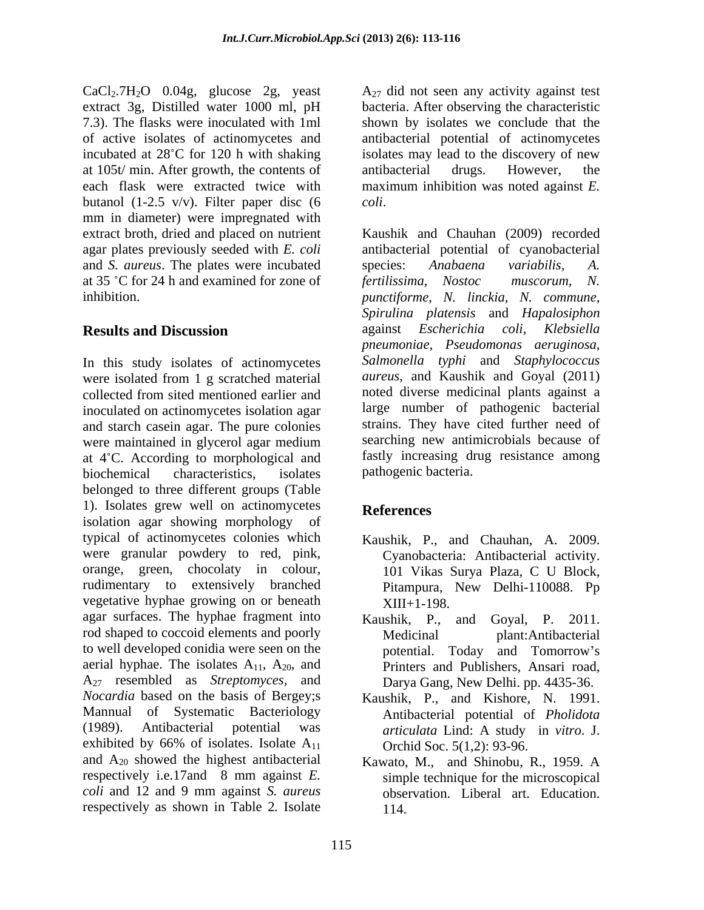$CaCl_2.7H_2O$ 0.04g, glucose 2g, yeast extract 3g, Distilled water 1000 ml, pH 7.3). The flasks were inoculated with 1ml of active isolates of actinomycetes and incubated at 28˚C for 120 h with shaking at 105t/ min. After growth, the contents of each flask were extracted twice with butanol (1-2.5 v/v). Filter paper disc (6 mm in diameter) were impregnated with extract broth, dried and placed on nutrient agar plates previously seeded with *E. coli* and *S. aureus*. The plates were incubated at 35 ˚C for 24 h and examined for zone of inhibition.

## Results and Discussion

In this study isolates of actinomycetes were isolated from 1 g scratched material collected from sited mentioned earlier and inoculated on actinomycetes isolation agar and starch casein agar. The pure colonies were maintained in glycerol agar medium at 4˚C. According to morphological and biochemical characteristics, isolates belonged to three different groups (Table 1). Isolates grew well on actinomycetes isolation agar showing morphology of typical of actinomycetes colonies which were granular powdery to red, pink, orange, green, chocolaty in colour, rudimentary to extensively branched vegetative hyphae growing on or beneath agar surfaces. The hyphae fragment into rod shaped to coccoid elements and poorly to well developed conidia were seen on the aerial hyphae. The isolates $A_{11}$, $A_{20}$, and $A_{27}$ resembled as *Streptomyces*, and *Nocardia* based on the basis of Bergey;s Mannual of Systematic Bacteriology (1989). Antibacterial potential was exhibited by 66% of isolates. Isolate $A_{11}$ and $A_{20}$ showed the highest antibacterial respectively i.e.17and 8 mm against *E. coli* and 12 and 9 mm against *S. aureus* respectively as shown in Table 2. Isolate $A_{27}$ did not seen any activity against test bacteria. After observing the characteristic shown by isolates we conclude that the antibacterial potential of actinomycetes isolates may lead to the discovery of new antibacterial drugs. However, the maximum inhibition was noted against *E. coli*.

Kaushik and Chauhan (2009) recorded antibacterial potential of cyanobacterial species: *Anabaena variabilis, A. fertilissima, Nostoc muscorum, N. punctiforme, N. linckia, N. commune, Spirulina platensis* and *Hapalosiphon* against *Escherichia coli, Klebsiella pneumoniae, Pseudomonas aeruginosa, Salmonella typhi* and *Staphylococcus aureus*, and Kaushik and Goyal (2011) noted diverse medicinal plants against a large number of pathogenic bacterial strains. They have cited further need of searching new antimicrobials because of fastly increasing drug resistance among pathogenic bacteria.

## References

Kaushik, P., and Chauhan, A. 2009. Cyanobacteria: Antibacterial activity. 101 Vikas Surya Plaza, C U Block, Pitampura, New Delhi-110088. Pp XIII+1-198.

Kaushik, P., and Goyal, P. 2011. Medicinal plant:Antibacterial potential. Today and Tomorrow's Printers and Publishers, Ansari road, Darya Gang, New Delhi. pp. 4435-36.

Kaushik, P., and Kishore, N. 1991. Antibacterial potential of *Pholidota articulata* Lind: A study in *vitro*. J. Orchid Soc. 5(1,2): 93-96.

Kawato, M., and Shinobu, R., 1959. A simple technique for the microscopical observation. Liberal art. Education. 114.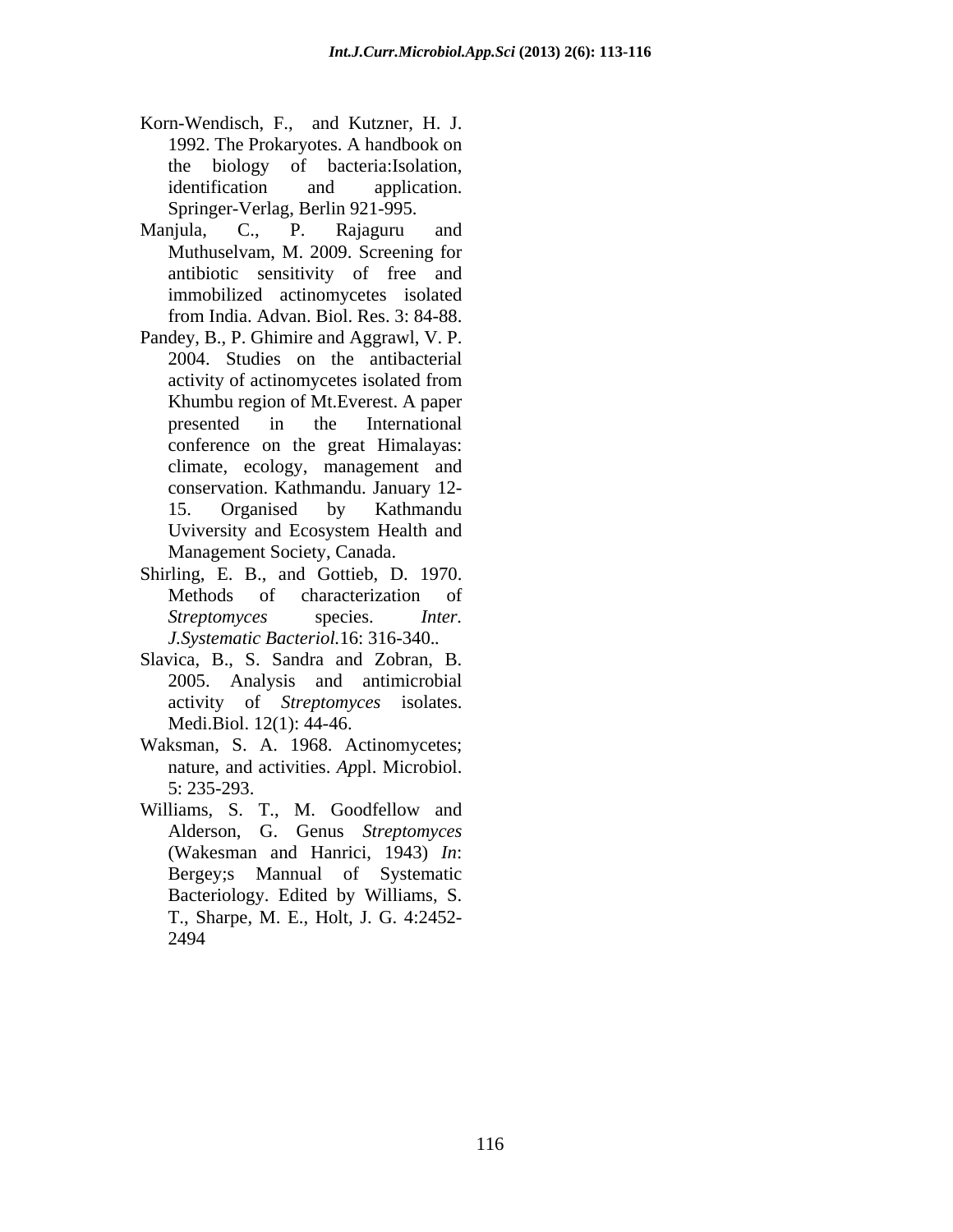Korn-Wendisch, F., and Kutzner, H. J. 1992. The Prokaryotes. A handbook on the biology of bacteria:Isolation, identification and application. Springer-Verlag, Berlin 921-995.

Manjula, C., P. Rajaguru and Muthuselvam, M. 2009. Screening for antibiotic sensitivity of free and immobilized actinomycetes isolated from India. Advan. Biol. Res. 3: 84-88.

Pandey, B., P. Ghimire and Aggrawl, V. P. 2004. Studies on the antibacterial activity of actinomycetes isolated from Khumbu region of Mt.Everest. A paper presented in the International conference on the great Himalayas: climate, ecology, management and conservation. Kathmandu. January 12-15. Organised by Kathmandu Uviversity and Ecosystem Health and Management Society, Canada.

Shirling, E. B., and Gottieb, D. 1970. Methods of characterization of *Streptomyces* species. *Inter. J.Systematic Bacteriol.*16: 316-340..

Slavica, B., S. Sandra and Zobran, B. 2005. Analysis and antimicrobial activity of *Streptomyces* isolates. Medi.Biol. 12(1): 44-46.

Waksman, S. A. 1968. Actinomycetes; nature, and activities. *Ap*pl. Microbiol. 5: 235-293.

Williams, S. T., M. Goodfellow and Alderson, G. Genus *Streptomyces* (Wakesman and Hanrici, 1943) *In*: Bergey;s Mannual of Systematic Bacteriology. Edited by Williams, S. T., Sharpe, M. E., Holt, J. G. 4:2452-2494